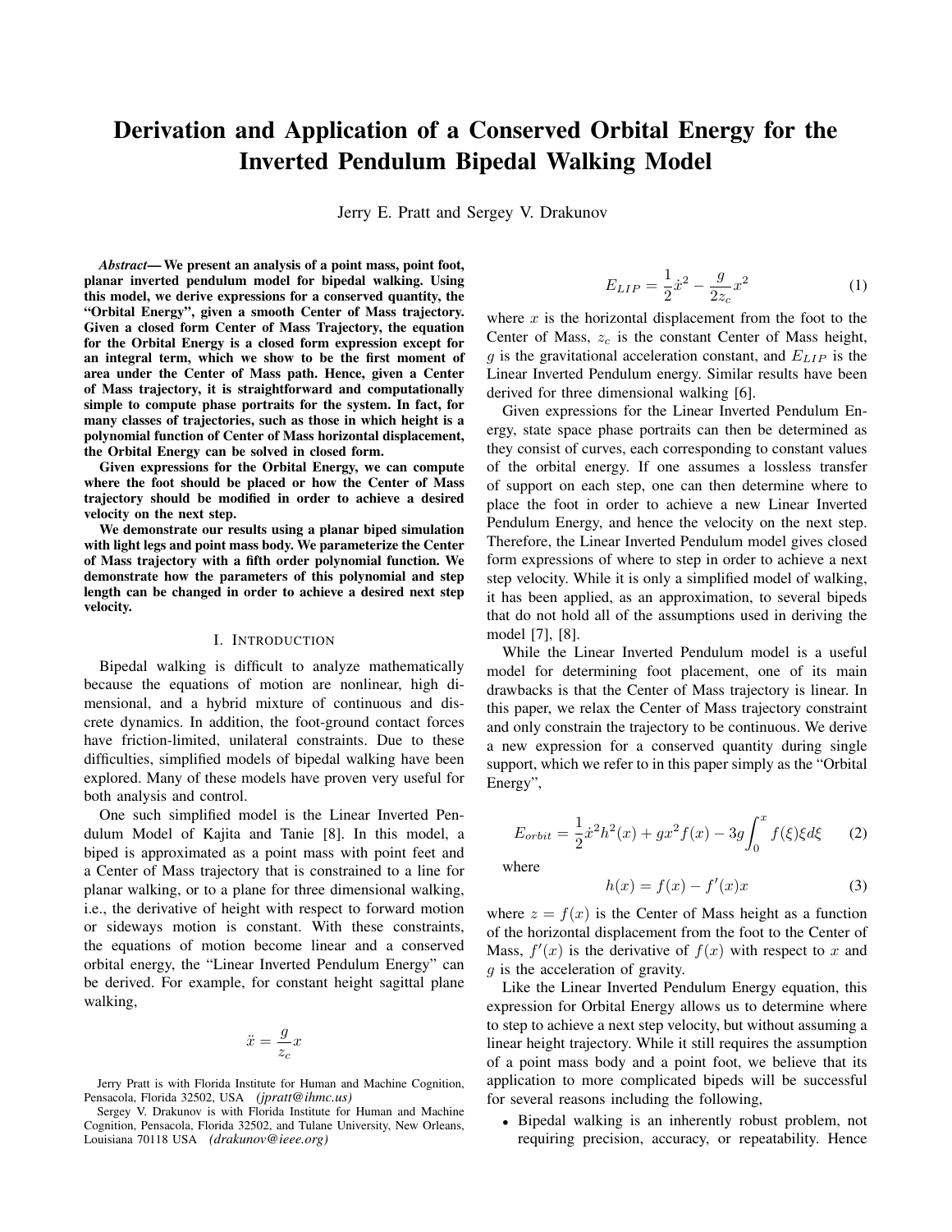# Derivation and Application of a Conserved Orbital Energy for the Inverted Pendulum Bipedal Walking Model

Jerry E. Pratt and Sergey V. Drakunov

***Abstract*— We present an analysis of a point mass, point foot, planar inverted pendulum model for bipedal walking. Using this model, we derive expressions for a conserved quantity, the "Orbital Energy", given a smooth Center of Mass trajectory. Given a closed form Center of Mass Trajectory, the equation for the Orbital Energy is a closed form expression except for an integral term, which we show to be the first moment of area under the Center of Mass path. Hence, given a Center of Mass trajectory, it is straightforward and computationally simple to compute phase portraits for the system. In fact, for many classes of trajectories, such as those in which height is a polynomial function of Center of Mass horizontal displacement, the Orbital Energy can be solved in closed form.**

**Given expressions for the Orbital Energy, we can compute where the foot should be placed or how the Center of Mass trajectory should be modified in order to achieve a desired velocity on the next step.**

**We demonstrate our results using a planar biped simulation with light legs and point mass body. We parameterize the Center of Mass trajectory with a fifth order polynomial function. We demonstrate how the parameters of this polynomial and step length can be changed in order to achieve a desired next step velocity.**

## I. Introduction

Bipedal walking is difficult to analyze mathematically because the equations of motion are nonlinear, high dimensional, and a hybrid mixture of continuous and discrete dynamics. In addition, the foot-ground contact forces have friction-limited, unilateral constraints. Due to these difficulties, simplified models of bipedal walking have been explored. Many of these models have proven very useful for both analysis and control.

One such simplified model is the Linear Inverted Pendulum Model of Kajita and Tanie [8]. In this model, a biped is approximated as a point mass with point feet and a Center of Mass trajectory that is constrained to a line for planar walking, or to a plane for three dimensional walking, i.e., the derivative of height with respect to forward motion or sideways motion is constant. With these constraints, the equations of motion become linear and a conserved orbital energy, the "Linear Inverted Pendulum Energy" can be derived. For example, for constant height sagittal plane walking,

$$\ddot{x} = \frac{g}{z_c}x$$

$$E_{LIP} = \frac{1}{2}\dot{x}^2 - \frac{g}{2z_c}x^2 \tag{1}$$

where $x$ is the horizontal displacement from the foot to the Center of Mass, $z_c$ is the constant Center of Mass height, $g$ is the gravitational acceleration constant, and $E_{LIP}$ is the Linear Inverted Pendulum energy. Similar results have been derived for three dimensional walking [6].

Given expressions for the Linear Inverted Pendulum Energy, state space phase portraits can then be determined as they consist of curves, each corresponding to constant values of the orbital energy. If one assumes a lossless transfer of support on each step, one can then determine where to place the foot in order to achieve a new Linear Inverted Pendulum Energy, and hence the velocity on the next step. Therefore, the Linear Inverted Pendulum model gives closed form expressions of where to step in order to achieve a next step velocity. While it is only a simplified model of walking, it has been applied, as an approximation, to several bipeds that do not hold all of the assumptions used in deriving the model [7], [8].

While the Linear Inverted Pendulum model is a useful model for determining foot placement, one of its main drawbacks is that the Center of Mass trajectory is linear. In this paper, we relax the Center of Mass trajectory constraint and only constrain the trajectory to be continuous. We derive a new expression for a conserved quantity during single support, which we refer to in this paper simply as the "Orbital Energy",

$$E_{orbit} = \frac{1}{2}\dot{x}^2 h^2(x) + gx^2 f(x) - 3g\int_0^x f(\xi)\xi d\xi \tag{2}$$

where

$$h(x) = f(x) - f'(x)x \tag{3}$$

where $z = f(x)$ is the Center of Mass height as a function of the horizontal displacement from the foot to the Center of Mass, $f'(x)$ is the derivative of $f(x)$ with respect to $x$ and $g$ is the acceleration of gravity.

Like the Linear Inverted Pendulum Energy equation, this expression for Orbital Energy allows us to determine where to step to achieve a next step velocity, but without assuming a linear height trajectory. While it still requires the assumption of a point mass body and a point foot, we believe that its application to more complicated bipeds will be successful for several reasons including the following,

- Bipedal walking is an inherently robust problem, not requiring precision, accuracy, or repeatability. Hence

Jerry Pratt is with Florida Institute for Human and Machine Cognition, Pensacola, Florida 32502, USA *(jpratt@ihmc.us)*

Sergey V. Drakunov is with Florida Institute for Human and Machine Cognition, Pensacola, Florida 32502, and Tulane University, New Orleans, Louisiana 70118 USA *(drakunov@ieee.org)*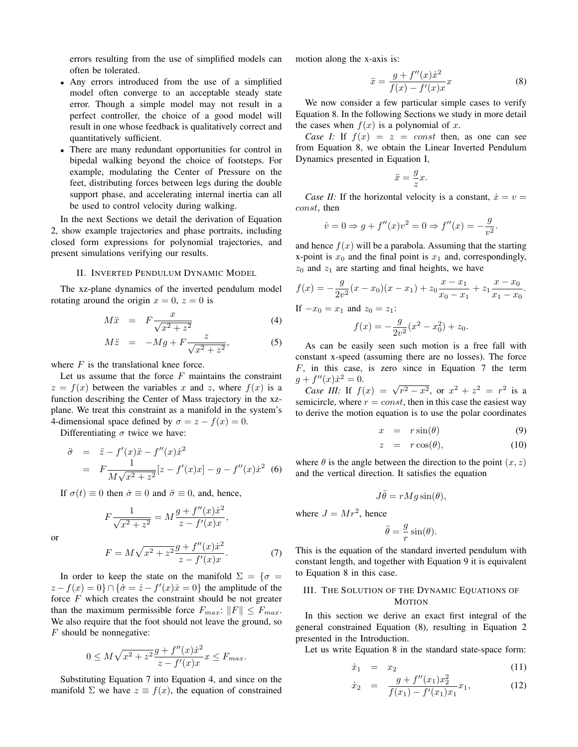errors resulting from the use of simplified models can often be tolerated.

- Any errors introduced from the use of a simplified model often converge to an acceptable steady state error. Though a simple model may not result in a perfect controller, the choice of a good model will result in one whose feedback is qualitatively correct and quantitatively sufficient.
- There are many redundant opportunities for control in bipedal walking beyond the choice of footsteps. For example, modulating the Center of Pressure on the feet, distributing forces between legs during the double support phase, and accelerating internal inertia can all be used to control velocity during walking.

In the next Sections we detail the derivation of Equation 2, show example trajectories and phase portraits, including closed form expressions for polynomial trajectories, and present simulations verifying our results.

## II. Inverted Pendulum Dynamic Model

The xz-plane dynamics of the inverted pendulum model rotating around the origin $x = 0$, $z = 0$ is

$$M\ddot{x} = F\frac{x}{\sqrt{x^2 + z^2}} \tag{4}$$

$$M\ddot{z} = -Mg + F\frac{z}{\sqrt{x^2 + z^2}}, \tag{5}$$

where $F$ is the translational knee force.

Let us assume that the force $F$ maintains the constraint $z = f(x)$ between the variables $x$ and $z$, where $f(x)$ is a function describing the Center of Mass trajectory in the xz-plane. We treat this constraint as a manifold in the system's 4-dimensional space defined by $\sigma = z - f(x) = 0$.

Differentiating $\sigma$ twice we have:

$$\begin{aligned}\ddot{\sigma} &= \ddot{z} - f'(x)\ddot{x} - f''(x)\dot{x}^2 \\ &= F\frac{1}{M\sqrt{x^2 + z^2}}[z - f'(x)x] - g - f''(x)\dot{x}^2 \end{aligned} \tag{6}$$

If $\sigma(t) \equiv 0$ then $\dot{\sigma} \equiv 0$ and $\ddot{\sigma} \equiv 0$, and, hence,

$$F\frac{1}{\sqrt{x^2 + z^2}} = M\frac{g + f''(x)\dot{x}^2}{z - f'(x)x},$$

or

$$F = M\sqrt{x^2 + z^2}\frac{g + f''(x)\dot{x}^2}{z - f'(x)x}. \tag{7}$$

In order to keep the state on the manifold $\Sigma = \{\sigma = z - f(x) = 0\} \cap \{\dot{\sigma} = \dot{z} - f'(x)\dot{x} = 0\}$ the amplitude of the force $F$ which creates the constraint should be not greater than the maximum permissible force $F_{max}$: $\|F\| \leq F_{max}$. We also require that the foot should not leave the ground, so $F$ should be nonnegative:

$$0 \leq M\sqrt{x^2 + z^2}\frac{g + f''(x)\dot{x}^2}{z - f'(x)x}x \leq F_{max}.$$

Substituting Equation 7 into Equation 4, and since on the manifold $\Sigma$ we have $z \equiv f(x)$, the equation of constrained motion along the x-axis is:

$$\ddot{x} = \frac{g + f''(x)\dot{x}^2}{f(x) - f'(x)x}x \tag{8}$$

We now consider a few particular simple cases to verify Equation 8. In the following Sections we study in more detail the cases when $f(x)$ is a polynomial of $x$.

*Case I:* If $f(x) = z = const$ then, as one can see from Equation 8, we obtain the Linear Inverted Pendulum Dynamics presented in Equation I,

$$\ddot{x} = \frac{g}{z}x.$$

*Case II:* If the horizontal velocity is a constant, $\dot{x} = v = const$, then

$$\dot{v} = 0 \Rightarrow g + f''(x)v^2 = 0 \Rightarrow f''(x) = -\frac{g}{v^2}.$$

and hence $f(x)$ will be a parabola. Assuming that the starting x-point is $x_0$ and the final point is $x_1$ and, correspondingly, $z_0$ and $z_1$ are starting and final heights, we have

$$f(x) = -\frac{g}{2v^2}(x - x_0)(x - x_1) + z_0\frac{x - x_1}{x_0 - x_1} + z_1\frac{x - x_0}{x_1 - x_0}.$$

If $-x_0 = x_1$ and $z_0 = z_1$:

$$f(x) = -\frac{g}{2v^2}(x^2 - x_0^2) + z_0.$$

As can be easily seen such motion is a free fall with constant x-speed (assuming there are no losses). The force $F$, in this case, is zero since in Equation 7 the term $g + f''(x)\dot{x}^2 = 0$.

*Case III:* If $f(x) = \sqrt{r^2 - x^2}$, or $x^2 + z^2 = r^2$ is a semicircle, where $r = const$, then in this case the easiest way to derive the motion equation is to use the polar coordinates

$$x = r\sin(\theta) \tag{9}$$

$$z = r\cos(\theta), \tag{10}$$

where $\theta$ is the angle between the direction to the point $(x, z)$ and the vertical direction. It satisfies the equation

$$J\ddot{\theta} = rMg\sin(\theta),$$

where $J = Mr^2$, hence

$$\ddot{\theta} = \frac{g}{r}\sin(\theta).$$

This is the equation of the standard inverted pendulum with constant length, and together with Equation 9 it is equivalent to Equation 8 in this case.

## III. The Solution of the Dynamic Equations of Motion

In this section we derive an exact first integral of the general constrained Equation (8), resulting in Equation 2 presented in the Introduction.

Let us write Equation 8 in the standard state-space form:

$$\dot{x}_1 = x_2 \tag{11}$$

$$\dot{x}_2 = \frac{g + f''(x_1)x_2^2}{f(x_1) - f'(x_1)x_1}x_1, \tag{12}$$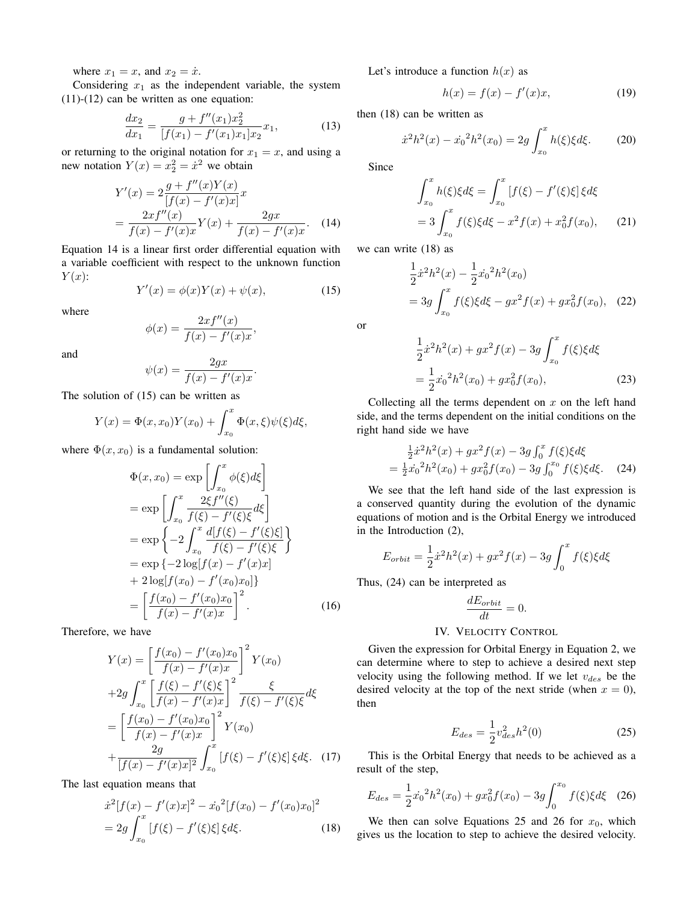where $x_1 = x$, and $x_2 = \dot{x}$.

Considering $x_1$ as the independent variable, the system (11)-(12) can be written as one equation:

$$\frac{dx_2}{dx_1} = \frac{g + f''(x_1)x_2^2}{[f(x_1) - f'(x_1)x_1]x_2} x_1, \tag{13}$$

or returning to the original notation for $x_1 = x$, and using a new notation $Y(x) = x_2^2 = \dot{x}^2$ we obtain

$$\begin{aligned} Y'(x) &= 2\frac{g + f''(x)Y(x)}{[f(x) - f'(x)x]} x \\ &= \frac{2xf''(x)}{f(x) - f'(x)x} Y(x) + \frac{2gx}{f(x) - f'(x)x}. \end{aligned} \tag{14}$$

Equation 14 is a linear first order differential equation with a variable coefficient with respect to the unknown function $Y(x)$:

$$Y'(x) = \phi(x)Y(x) + \psi(x), \tag{15}$$

where

$$\phi(x) = \frac{2xf''(x)}{f(x) - f'(x)x},$$

and

$$\psi(x) = \frac{2gx}{f(x) - f'(x)x}.$$

The solution of (15) can be written as

$$Y(x) = \Phi(x, x_0)Y(x_0) + \int_{x_0}^{x} \Phi(x, \xi)\psi(\xi)d\xi,$$

where $\Phi(x, x_0)$ is a fundamental solution:

$$\begin{aligned} \Phi(x, x_0) &= \exp\left[\int_{x_0}^{x} \phi(\xi)d\xi\right] \\ &= \exp\left[\int_{x_0}^{x} \frac{2\xi f''(\xi)}{f(\xi) - f'(\xi)\xi} d\xi\right] \\ &= \exp\left\{-2\int_{x_0}^{x} \frac{d[f(\xi) - f'(\xi)\xi]}{f(\xi) - f'(\xi)\xi}\right\} \\ &= \exp\{-2\log[f(x) - f'(x)x] \\ &\quad + 2\log[f(x_0) - f'(x_0)x_0]\} \\ &= \left[\frac{f(x_0) - f'(x_0)x_0}{f(x) - f'(x)x}\right]^2. \end{aligned} \tag{16}$$

Therefore, we have

$$\begin{aligned} Y(x) &= \left[\frac{f(x_0) - f'(x_0)x_0}{f(x) - f'(x)x}\right]^2 Y(x_0) \\ &+ 2g\int_{x_0}^{x} \left[\frac{f(\xi) - f'(\xi)\xi}{f(x) - f'(x)x}\right]^2 \frac{\xi}{f(\xi) - f'(\xi)\xi} d\xi \\ &= \left[\frac{f(x_0) - f'(x_0)x_0}{f(x) - f'(x)x}\right]^2 Y(x_0) \\ &+ \frac{2g}{[f(x) - f'(x)x]^2} \int_{x_0}^{x} [f(\xi) - f'(\xi)\xi]\, \xi d\xi. \end{aligned} \tag{17}$$

The last equation means that

$$\begin{aligned} &\dot{x}^2[f(x) - f'(x)x]^2 - \dot{x_0}^2[f(x_0) - f'(x_0)x_0]^2 \\ &= 2g\int_{x_0}^{x} [f(\xi) - f'(\xi)\xi]\, \xi d\xi. \end{aligned} \tag{18}$$

Let's introduce a function $h(x)$ as

$$h(x) = f(x) - f'(x)x, \tag{19}$$

then (18) can be written as

$$\dot{x}^2 h^2(x) - \dot{x_0}^2 h^2(x_0) = 2g\int_{x_0}^{x} h(\xi)\xi d\xi. \tag{20}$$

Since

$$\begin{aligned} \int_{x_0}^{x} h(\xi)\xi d\xi &= \int_{x_0}^{x} [f(\xi) - f'(\xi)\xi]\, \xi d\xi \\ &= 3\int_{x_0}^{x} f(\xi)\xi d\xi - x^2 f(x) + x_0^2 f(x_0), \end{aligned} \tag{21}$$

we can write (18) as

$$\begin{aligned} &\frac{1}{2}\dot{x}^2 h^2(x) - \frac{1}{2}\dot{x_0}^2 h^2(x_0) \\ &= 3g\int_{x_0}^{x} f(\xi)\xi d\xi - gx^2 f(x) + gx_0^2 f(x_0), \end{aligned} \tag{22}$$

or

$$\begin{aligned} &\frac{1}{2}\dot{x}^2 h^2(x) + gx^2 f(x) - 3g\int_{x_0}^{x} f(\xi)\xi d\xi \\ &= \frac{1}{2}\dot{x_0}^2 h^2(x_0) + gx_0^2 f(x_0), \end{aligned} \tag{23}$$

Collecting all the terms dependent on $x$ on the left hand side, and the terms dependent on the initial conditions on the right hand side we have

$$\begin{aligned} &\tfrac{1}{2}\dot{x}^2 h^2(x) + gx^2 f(x) - 3g\int_{0}^{x} f(\xi)\xi d\xi \\ &= \tfrac{1}{2}\dot{x_0}^2 h^2(x_0) + gx_0^2 f(x_0) - 3g\int_{0}^{x_0} f(\xi)\xi d\xi. \end{aligned} \tag{24}$$

We see that the left hand side of the last expression is a conserved quantity during the evolution of the dynamic equations of motion and is the Orbital Energy we introduced in the Introduction (2),

$$E_{orbit} = \frac{1}{2}\dot{x}^2 h^2(x) + gx^2 f(x) - 3g\int_{0}^{x} f(\xi)\xi d\xi$$

Thus, (24) can be interpreted as

$$\frac{dE_{orbit}}{dt} = 0.$$

## IV. Velocity Control

Given the expression for Orbital Energy in Equation 2, we can determine where to step to achieve a desired next step velocity using the following method. If we let $v_{des}$ be the desired velocity at the top of the next stride (when $x = 0$), then

$$E_{des} = \frac{1}{2}v_{des}^2 h^2(0) \tag{25}$$

This is the Orbital Energy that needs to be achieved as a result of the step,

$$E_{des} = \frac{1}{2}\dot{x_0}^2 h^2(x_0) + gx_0^2 f(x_0) - 3g\int_{0}^{x_0} f(\xi)\xi d\xi \tag{26}$$

We then can solve Equations 25 and 26 for $x_0$, which gives us the location to step to achieve the desired velocity.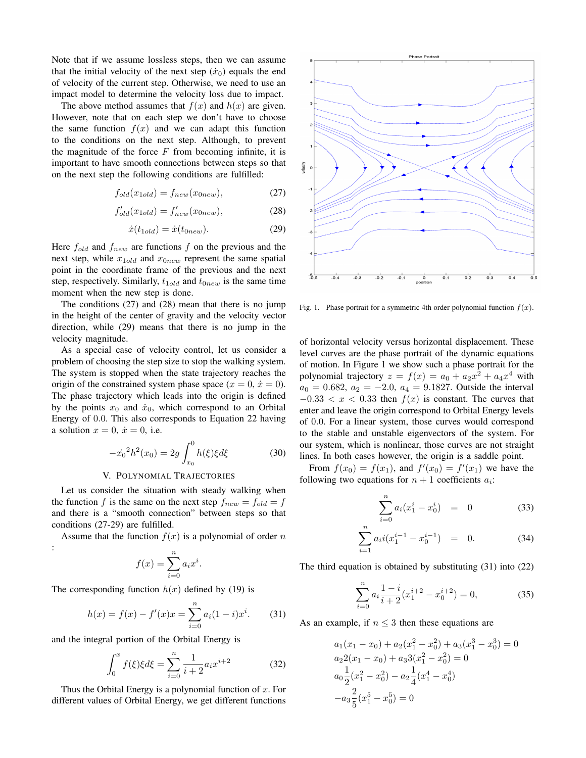Note that if we assume lossless steps, then we can assume that the initial velocity of the next step ($\dot{x}_0$) equals the end of velocity of the current step. Otherwise, we need to use an impact model to determine the velocity loss due to impact.

The above method assumes that $f(x)$ and $h(x)$ are given. However, note that on each step we don't have to choose the same function $f(x)$ and we can adapt this function to the conditions on the next step. Although, to prevent the magnitude of the force $F$ from becoming infinite, it is important to have smooth connections between steps so that on the next step the following conditions are fulfilled:

$$f_{old}(x_{1old}) = f_{new}(x_{0new}), \tag{27}$$

$$f'_{old}(x_{1old}) = f'_{new}(x_{0new}), \tag{28}$$

$$\dot{x}(t_{1old}) = \dot{x}(t_{0new}). \tag{29}$$

Here $f_{old}$ and $f_{new}$ are functions $f$ on the previous and the next step, while $x_{1old}$ and $x_{0new}$ represent the same spatial point in the coordinate frame of the previous and the next step, respectively. Similarly, $t_{1old}$ and $t_{0new}$ is the same time moment when the new step is done.

The conditions (27) and (28) mean that there is no jump in the height of the center of gravity and the velocity vector direction, while (29) means that there is no jump in the velocity magnitude.

As a special case of velocity control, let us consider a problem of choosing the step size to stop the walking system. The system is stopped when the state trajectory reaches the origin of the constrained system phase space ($x = 0$, $\dot{x} = 0$). The phase trajectory which leads into the origin is defined by the points $x_0$ and $\dot{x}_0$, which correspond to an Orbital Energy of 0.0. This also corresponds to Equation 22 having a solution $x = 0$, $\dot{x} = 0$, i.e.

$$-\dot{x_0}^2 h^2(x_0) = 2g \int_{x_0}^{0} h(\xi)\xi d\xi \tag{30}$$

## V. Polynomial Trajectories

Let us consider the situation with steady walking when the function $f$ is the same on the next step $f_{new} = f_{old} = f$ and there is a "smooth connection" between steps so that conditions (27-29) are fulfilled.

Assume that the function $f(x)$ is a polynomial of order $n$ :

$$f(x) = \sum_{i=0}^{n} a_i x^i.$$

The corresponding function $h(x)$ defined by (19) is

$$h(x) = f(x) - f'(x)x = \sum_{i=0}^{n} a_i(1-i)x^i. \tag{31}$$

and the integral portion of the Orbital Energy is

$$\int_0^x f(\xi)\xi d\xi = \sum_{i=0}^{n} \frac{1}{i+2} a_i x^{i+2} \tag{32}$$

Thus the Orbital Energy is a polynomial function of $x$. For different values of Orbital Energy, we get different functions of horizontal velocity versus horizontal displacement. These level curves are the phase portrait of the dynamic equations of motion. In Figure 1 we show such a phase portrait for the polynomial trajectory $z = f(x) = a_0 + a_2x^2 + a_4x^4$ with $a_0 = 0.682$, $a_2 = -2.0$, $a_4 = 9.1827$. Outside the interval $-0.33 < x < 0.33$ then $f(x)$ is constant. The curves that enter and leave the origin correspond to Orbital Energy levels of 0.0. For a linear system, those curves would correspond to the stable and unstable eigenvectors of the system. For our system, which is nonlinear, those curves are not straight lines. In both cases however, the origin is a saddle point.

Fig. 1. Phase portrait for a symmetric 4th order polynomial function $f(x)$.

From $f(x_0) = f(x_1)$, and $f'(x_0) = f'(x_1)$ we have the following two equations for $n+1$ coefficients $a_i$:

$$\sum_{i=0}^{n} a_i(x_1^i - x_0^i) = 0 \tag{33}$$

$$\sum_{i=1}^{n} a_i i(x_1^{i-1} - x_0^{i-1}) = 0. \tag{34}$$

The third equation is obtained by substituting (31) into (22)

$$\sum_{i=0}^{n} a_i \frac{1-i}{i+2}(x_1^{i+2} - x_0^{i+2}) = 0, \tag{35}$$

As an example, if $n \leq 3$ then these equations are

$$a_1(x_1 - x_0) + a_2(x_1^2 - x_0^2) + a_3(x_1^3 - x_0^3) = 0$$
$$a_2 2(x_1 - x_0) + a_3 3(x_1^2 - x_0^2) = 0$$
$$a_0 \frac{1}{2}(x_1^2 - x_0^2) - a_2 \frac{1}{4}(x_1^4 - x_0^4)$$
$$-a_3 \frac{2}{5}(x_1^5 - x_0^5) = 0$$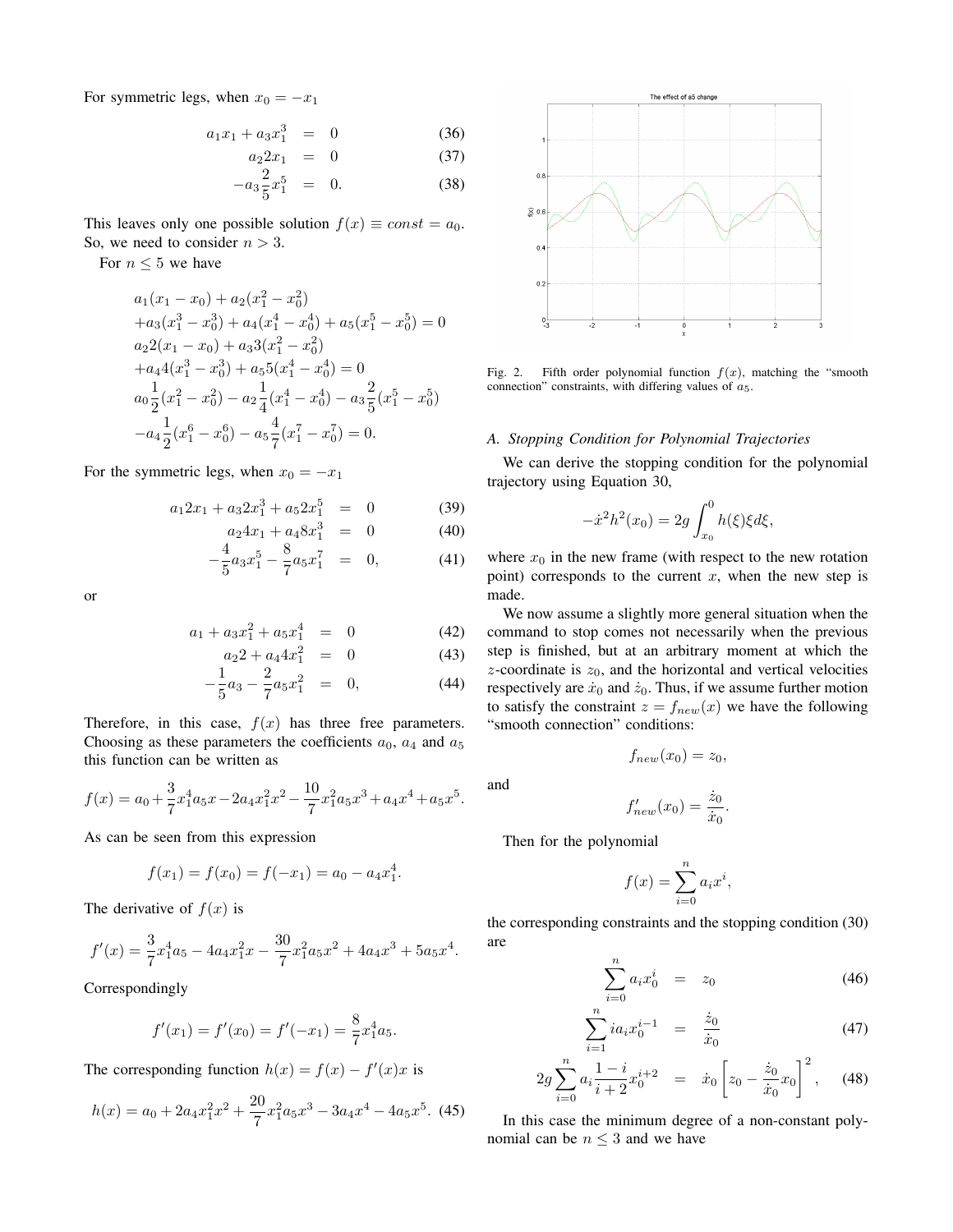For symmetric legs, when $x_0 = -x_1$

$$a_1 x_1 + a_3 x_1^3 = 0 \tag{36}$$

$$a_2 2x_1 = 0 \tag{37}$$

$$-a_3 \frac{2}{5} x_1^5 = 0. \tag{38}$$

This leaves only one possible solution $f(x) \equiv const = a_0$. So, we need to consider $n > 3$.

For $n \leq 5$ we have

$$\begin{aligned}
& a_1(x_1 - x_0) + a_2(x_1^2 - x_0^2) \\
& + a_3(x_1^3 - x_0^3) + a_4(x_1^4 - x_0^4) + a_5(x_1^5 - x_0^5) = 0 \\
& a_2 2(x_1 - x_0) + a_3 3(x_1^2 - x_0^2) \\
& + a_4 4(x_1^3 - x_0^3) + a_5 5(x_1^4 - x_0^4) = 0 \\
& a_0 \frac{1}{2}(x_1^2 - x_0^2) - a_2 \frac{1}{4}(x_1^4 - x_0^4) - a_3 \frac{2}{5}(x_1^5 - x_0^5) \\
& - a_4 \frac{1}{2}(x_1^6 - x_0^6) - a_5 \frac{4}{7}(x_1^7 - x_0^7) = 0.
\end{aligned}$$

For the symmetric legs, when $x_0 = -x_1$

$$a_1 2x_1 + a_3 2x_1^3 + a_5 2x_1^5 = 0 \tag{39}$$

$$a_2 4x_1 + a_4 8x_1^3 = 0 \tag{40}$$

$$-\frac{4}{5} a_3 x_1^5 - \frac{8}{7} a_5 x_1^7 = 0, \tag{41}$$

or

$$a_1 + a_3 x_1^2 + a_5 x_1^4 = 0 \tag{42}$$

$$a_2 2 + a_4 4x_1^2 = 0 \tag{43}$$

$$-\frac{1}{5} a_3 - \frac{2}{7} a_5 x_1^2 = 0, \tag{44}$$

Therefore, in this case, $f(x)$ has three free parameters. Choosing as these parameters the coefficients $a_0$, $a_4$ and $a_5$ this function can be written as

$$f(x) = a_0 + \frac{3}{7} x_1^4 a_5 x - 2a_4 x_1^2 x^2 - \frac{10}{7} x_1^2 a_5 x^3 + a_4 x^4 + a_5 x^5.$$

As can be seen from this expression

$$f(x_1) = f(x_0) = f(-x_1) = a_0 - a_4 x_1^4.$$

The derivative of $f(x)$ is

$$f'(x) = \frac{3}{7} x_1^4 a_5 - 4a_4 x_1^2 x - \frac{30}{7} x_1^2 a_5 x^2 + 4a_4 x^3 + 5a_5 x^4.$$

Correspondingly

$$f'(x_1) = f'(x_0) = f'(-x_1) = \frac{8}{7} x_1^4 a_5.$$

The corresponding function $h(x) = f(x) - f'(x)x$ is

$$h(x) = a_0 + 2a_4 x_1^2 x^2 + \frac{20}{7} x_1^2 a_5 x^3 - 3a_4 x^4 - 4a_5 x^5. \tag{45}$$

Fig. 2. Fifth order polynomial function $f(x)$, matching the "smooth connection" constraints, with differing values of $a_5$.

### A. Stopping Condition for Polynomial Trajectories

We can derive the stopping condition for the polynomial trajectory using Equation 30,

$$-\dot{x}^2 h^2(x_0) = 2g \int_{x_0}^{0} h(\xi) \xi d\xi,$$

where $x_0$ in the new frame (with respect to the new rotation point) corresponds to the current $x$, when the new step is made.

We now assume a slightly more general situation when the command to stop comes not necessarily when the previous step is finished, but at an arbitrary moment at which the $z$-coordinate is $z_0$, and the horizontal and vertical velocities respectively are $\dot{x}_0$ and $\dot{z}_0$. Thus, if we assume further motion to satisfy the constraint $z = f_{new}(x)$ we have the following "smooth connection" conditions:

$$f_{new}(x_0) = z_0,$$

and

$$f'_{new}(x_0) = \frac{\dot{z}_0}{\dot{x}_0}.$$

Then for the polynomial

$$f(x) = \sum_{i=0}^{n} a_i x^i,$$

the corresponding constraints and the stopping condition (30) are

$$\sum_{i=0}^{n} a_i x_0^i = z_0 \tag{46}$$

$$\sum_{i=1}^{n} i a_i x_0^{i-1} = \frac{\dot{z}_0}{\dot{x}_0} \tag{47}$$

$$2g \sum_{i=0}^{n} a_i \frac{1-i}{i+2} x_0^{i+2} = \dot{x}_0 \left[ z_0 - \frac{\dot{z}_0}{\dot{x}_0} x_0 \right]^2, \tag{48}$$

In this case the minimum degree of a non-constant polynomial can be $n \leq 3$ and we have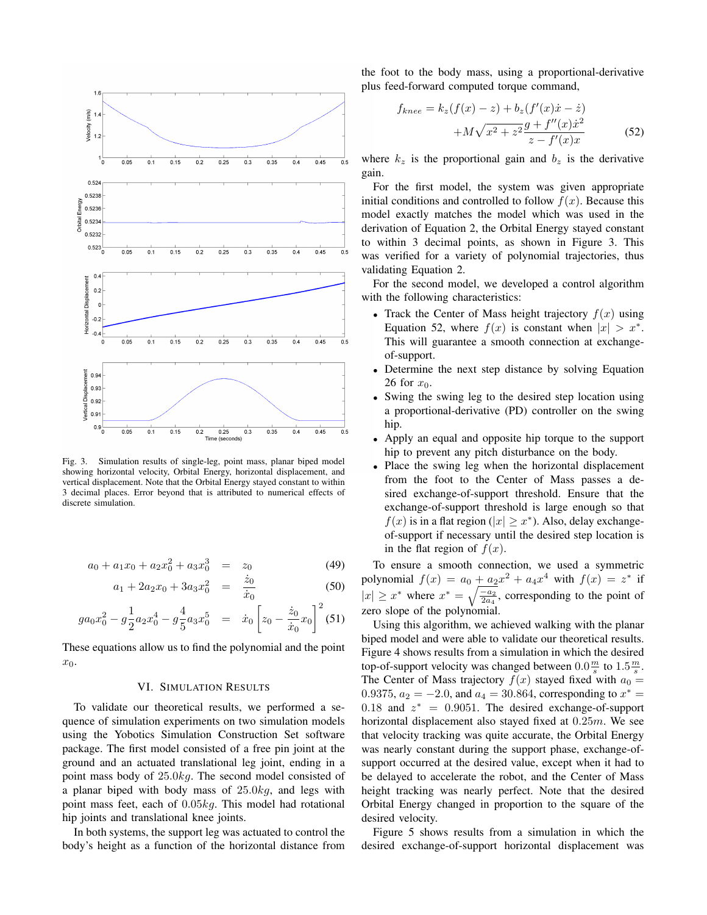Fig. 3. Simulation results of single-leg, point mass, planar biped model showing horizontal velocity, Orbital Energy, horizontal displacement, and vertical displacement. Note that the Orbital Energy stayed constant to within 3 decimal places. Error beyond that is attributed to numerical effects of discrete simulation.

$$a_0 + a_1 x_0 + a_2 x_0^2 + a_3 x_0^3 = z_0 \tag{49}$$

$$a_1 + 2a_2 x_0 + 3a_3 x_0^2 = \frac{\dot{z}_0}{\dot{x}_0} \tag{50}$$

$$g a_0 x_0^2 - g\frac{1}{2}a_2 x_0^4 - g\frac{4}{5}a_3 x_0^5 = \dot{x}_0 \left[ z_0 - \frac{\dot{z}_0}{\dot{x}_0} x_0 \right]^2 \tag{51}$$

These equations allow us to find the polynomial and the point $x_0$.

## VI. Simulation Results

To validate our theoretical results, we performed a sequence of simulation experiments on two simulation models using the Yobotics Simulation Construction Set software package. The first model consisted of a free pin joint at the ground and an actuated translational leg joint, ending in a point mass body of $25.0kg$. The second model consisted of a planar biped with body mass of $25.0kg$, and legs with point mass feet, each of $0.05kg$. This model had rotational hip joints and translational knee joints.

In both systems, the support leg was actuated to control the body's height as a function of the horizontal distance from the foot to the body mass, using a proportional-derivative plus feed-forward computed torque command,

$$f_{knee} = k_z(f(x) - z) + b_z(f'(x)\dot{x} - \dot{z}) + M\sqrt{x^2 + z^2}\frac{g + f''(x)\dot{x}^2}{z - f'(x)x} \tag{52}$$

where $k_z$ is the proportional gain and $b_z$ is the derivative gain.

For the first model, the system was given appropriate initial conditions and controlled to follow $f(x)$. Because this model exactly matches the model which was used in the derivation of Equation 2, the Orbital Energy stayed constant to within 3 decimal points, as shown in Figure 3. This was verified for a variety of polynomial trajectories, thus validating Equation 2.

For the second model, we developed a control algorithm with the following characteristics:

- Track the Center of Mass height trajectory $f(x)$ using Equation 52, where $f(x)$ is constant when $|x| > x^*$. This will guarantee a smooth connection at exchange-of-support.
- Determine the next step distance by solving Equation 26 for $x_0$.
- Swing the swing leg to the desired step location using a proportional-derivative (PD) controller on the swing hip.
- Apply an equal and opposite hip torque to the support hip to prevent any pitch disturbance on the body.
- Place the swing leg when the horizontal displacement from the foot to the Center of Mass passes a desired exchange-of-support threshold. Ensure that the exchange-of-support threshold is large enough so that $f(x)$ is in a flat region ($|x| \geq x^*$). Also, delay exchange-of-support if necessary until the desired step location is in the flat region of $f(x)$.

To ensure a smooth connection, we used a symmetric polynomial $f(x) = a_0 + a_2 x^2 + a_4 x^4$ with $f(x) = z^*$ if $|x| \geq x^*$ where $x^* = \sqrt{\frac{-a_2}{2a_4}}$, corresponding to the point of zero slope of the polynomial.

Using this algorithm, we achieved walking with the planar biped model and were able to validate our theoretical results. Figure 4 shows results from a simulation in which the desired top-of-support velocity was changed between $0.0\frac{m}{s}$ to $1.5\frac{m}{s}$. The Center of Mass trajectory $f(x)$ stayed fixed with $a_0 = 0.9375$, $a_2 = -2.0$, and $a_4 = 30.864$, corresponding to $x^* = 0.18$ and $z^* = 0.9051$. The desired exchange-of-support horizontal displacement also stayed fixed at $0.25m$. We see that velocity tracking was quite accurate, the Orbital Energy was nearly constant during the support phase, exchange-of-support occurred at the desired value, except when it had to be delayed to accelerate the robot, and the Center of Mass height tracking was nearly perfect. Note that the desired Orbital Energy changed in proportion to the square of the desired velocity.

Figure 5 shows results from a simulation in which the desired exchange-of-support horizontal displacement was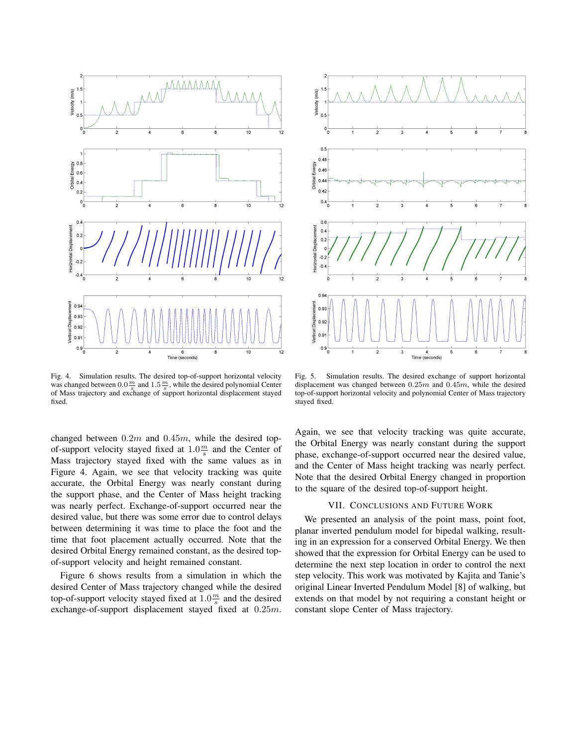Fig. 4. Simulation results. The desired top-of-support horizontal velocity was changed between $0.0\frac{m}{s}$ and $1.5\frac{m}{s}$, while the desired polynomial Center of Mass trajectory and exchange of support horizontal displacement stayed fixed.

Fig. 5. Simulation results. The desired exchange of support horizontal displacement was changed between $0.25m$ and $0.45m$, while the desired top-of-support horizontal velocity and polynomial Center of Mass trajectory stayed fixed.

changed between $0.2m$ and $0.45m$, while the desired top-of-support velocity stayed fixed at $1.0\frac{m}{s}$ and the Center of Mass trajectory stayed fixed with the same values as in Figure 4. Again, we see that velocity tracking was quite accurate, the Orbital Energy was nearly constant during the support phase, and the Center of Mass height tracking was nearly perfect. Exchange-of-support occurred near the desired value, but there was some error due to control delays between determining it was time to place the foot and the time that foot placement actually occurred. Note that the desired Orbital Energy remained constant, as the desired top-of-support velocity and height remained constant.

Figure 6 shows results from a simulation in which the desired Center of Mass trajectory changed while the desired top-of-support velocity stayed fixed at $1.0\frac{m}{s}$ and the desired exchange-of-support displacement stayed fixed at $0.25m$. Again, we see that velocity tracking was quite accurate, the Orbital Energy was nearly constant during the support phase, exchange-of-support occurred near the desired value, and the Center of Mass height tracking was nearly perfect. Note that the desired Orbital Energy changed in proportion to the square of the desired top-of-support height.

## VII. Conclusions and Future Work

We presented an analysis of the point mass, point foot, planar inverted pendulum model for bipedal walking, resulting in an expression for a conserved Orbital Energy. We then showed that the expression for Orbital Energy can be used to determine the next step location in order to control the next step velocity. This work was motivated by Kajita and Tanie's original Linear Inverted Pendulum Model [8] of walking, but extends on that model by not requiring a constant height or constant slope Center of Mass trajectory.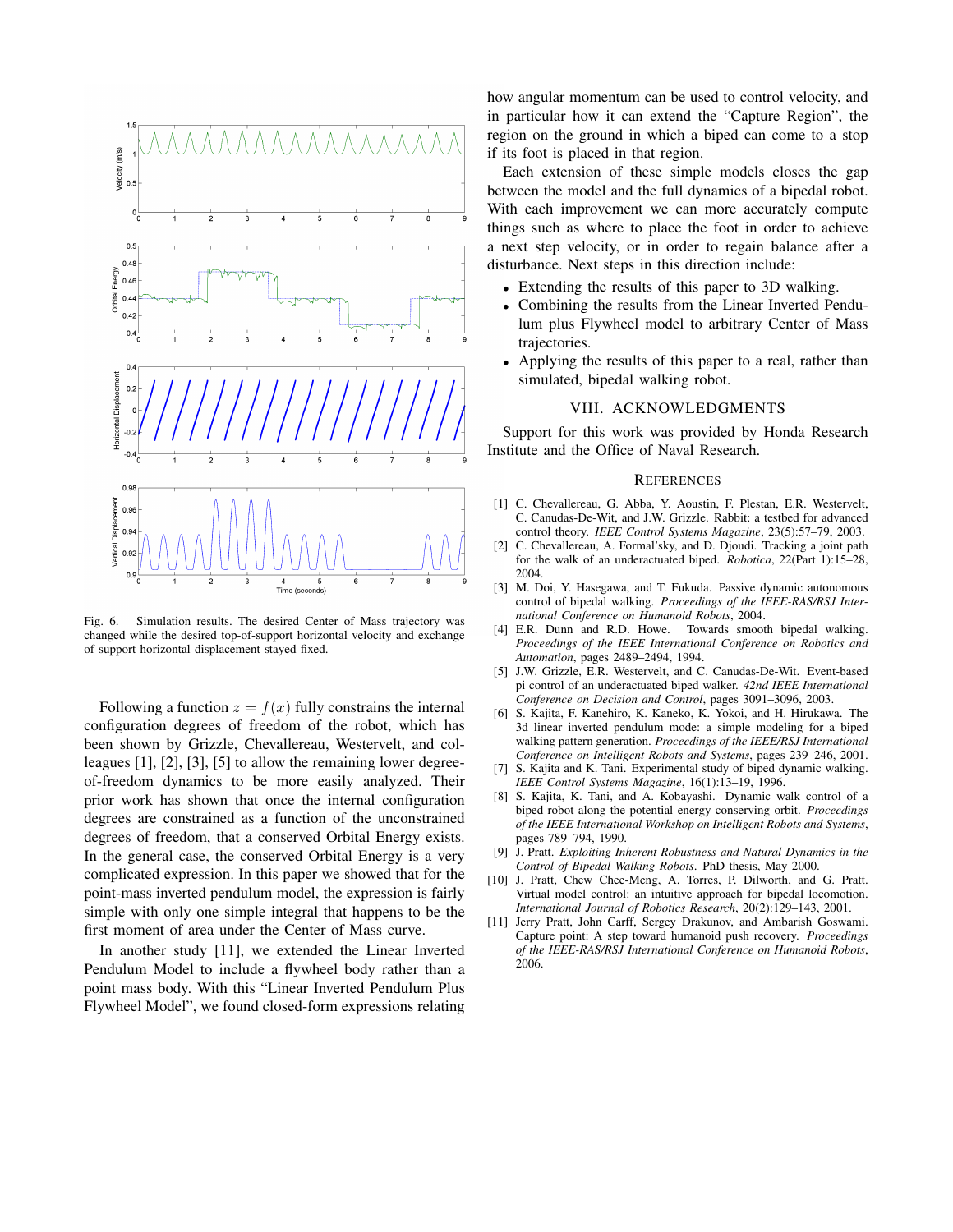1.5
Velocity (m/s)
1
0.5
0
0 1 2 3 4 5 6 7 8 9

0.5
0.48
0.46
Orbital Energy
0.44
0.42
0.4
0 1 2 3 4 5 6 7 8 9

0.4
0.2
Horizontal Displacement
0
-0.2
-0.4
0 1 2 3 4 5 6 7 8 9

0.98
0.96
0.94
Vertical Displacement
0.92
0.9
0 1 2 3 4 5 6 7 8 9
Time (seconds)

Fig. 6. Simulation results. The desired Center of Mass trajectory was changed while the desired top-of-support horizontal velocity and exchange of support horizontal displacement stayed fixed.

Following a function $z = f(x)$ fully constrains the internal configuration degrees of freedom of the robot, which has been shown by Grizzle, Chevallereau, Westervelt, and colleagues [1], [2], [3], [5] to allow the remaining lower degree-of-freedom dynamics to be more easily analyzed. Their prior work has shown that once the internal configuration degrees are constrained as a function of the unconstrained degrees of freedom, that a conserved Orbital Energy exists. In the general case, the conserved Orbital Energy is a very complicated expression. In this paper we showed that for the point-mass inverted pendulum model, the expression is fairly simple with only one simple integral that happens to be the first moment of area under the Center of Mass curve.

In another study [11], we extended the Linear Inverted Pendulum Model to include a flywheel body rather than a point mass body. With this "Linear Inverted Pendulum Plus Flywheel Model", we found closed-form expressions relating how angular momentum can be used to control velocity, and in particular how it can extend the "Capture Region", the region on the ground in which a biped can come to a stop if its foot is placed in that region.

Each extension of these simple models closes the gap between the model and the full dynamics of a bipedal robot. With each improvement we can more accurately compute things such as where to place the foot in order to achieve a next step velocity, or in order to regain balance after a disturbance. Next steps in this direction include:

- Extending the results of this paper to 3D walking.
- Combining the results from the Linear Inverted Pendulum plus Flywheel model to arbitrary Center of Mass trajectories.
- Applying the results of this paper to a real, rather than simulated, bipedal walking robot.

## VIII. ACKNOWLEDGMENTS

Support for this work was provided by Honda Research Institute and the Office of Naval Research.

## REFERENCES

[1] C. Chevallereau, G. Abba, Y. Aoustin, F. Plestan, E.R. Westervelt, C. Canudas-De-Wit, and J.W. Grizzle. Rabbit: a testbed for advanced control theory. *IEEE Control Systems Magazine*, 23(5):57–79, 2003.

[2] C. Chevallereau, A. Formal'sky, and D. Djoudi. Tracking a joint path for the walk of an underactuated biped. *Robotica*, 22(Part 1):15–28, 2004.

[3] M. Doi, Y. Hasegawa, and T. Fukuda. Passive dynamic autonomous control of bipedal walking. *Proceedings of the IEEE-RAS/RSJ International Conference on Humanoid Robots*, 2004.

[4] E.R. Dunn and R.D. Howe. Towards smooth bipedal walking. *Proceedings of the IEEE International Conference on Robotics and Automation*, pages 2489–2494, 1994.

[5] J.W. Grizzle, E.R. Westervelt, and C. Canudas-De-Wit. Event-based pi control of an underactuated biped walker. *42nd IEEE International Conference on Decision and Control*, pages 3091–3096, 2003.

[6] S. Kajita, F. Kanehiro, K. Kaneko, K. Yokoi, and H. Hirukawa. The 3d linear inverted pendulum mode: a simple modeling for a biped walking pattern generation. *Proceedings of the IEEE/RSJ International Conference on Intelligent Robots and Systems*, pages 239–246, 2001.

[7] S. Kajita and K. Tani. Experimental study of biped dynamic walking. *IEEE Control Systems Magazine*, 16(1):13–19, 1996.

[8] S. Kajita, K. Tani, and A. Kobayashi. Dynamic walk control of a biped robot along the potential energy conserving orbit. *Proceedings of the IEEE International Workshop on Intelligent Robots and Systems*, pages 789–794, 1990.

[9] J. Pratt. *Exploiting Inherent Robustness and Natural Dynamics in the Control of Bipedal Walking Robots*. PhD thesis, May 2000.

[10] J. Pratt, Chew Chee-Meng, A. Torres, P. Dilworth, and G. Pratt. Virtual model control: an intuitive approach for bipedal locomotion. *International Journal of Robotics Research*, 20(2):129–143, 2001.

[11] Jerry Pratt, John Carff, Sergey Drakunov, and Ambarish Goswami. Capture point: A step toward humanoid push recovery. *Proceedings of the IEEE-RAS/RSJ International Conference on Humanoid Robots*, 2006.